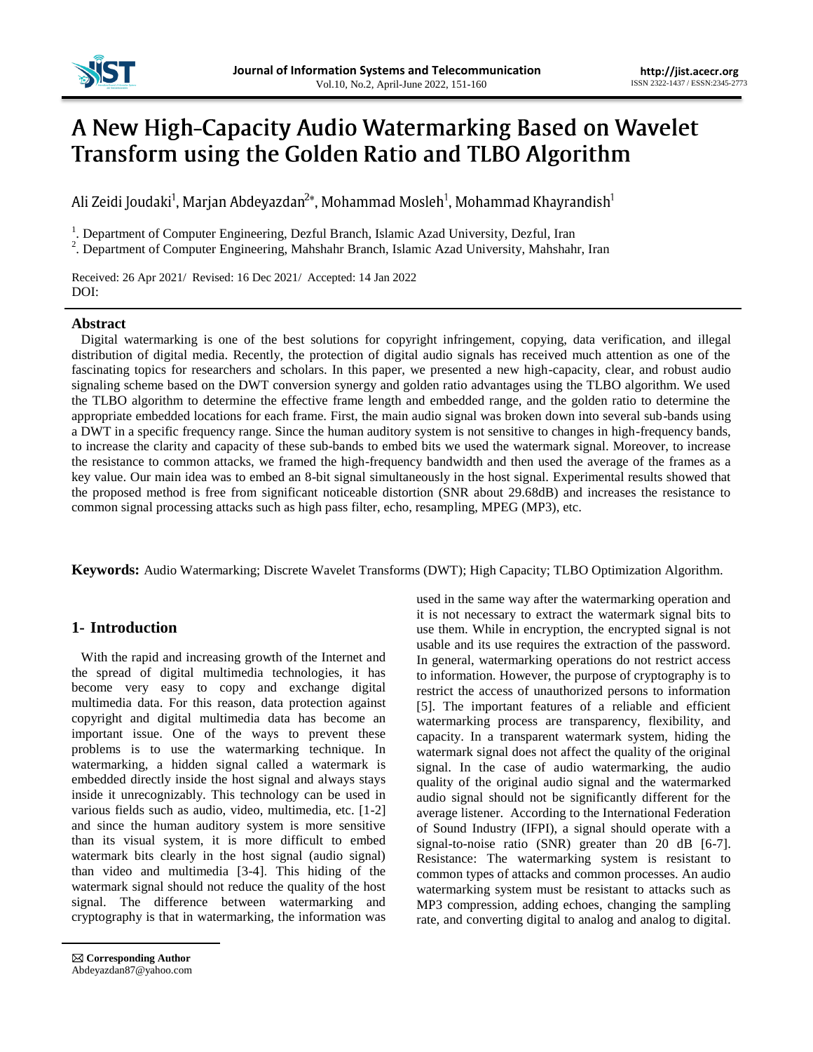# A New High-Capacity Audio Watermarking Based on Wavelet Transform using the Golden Ratio and TLBO Algorithm

Ali Zeidi Joudaki[1], Marjan Abdeyazdan[2*], Mohammad Mosleh[1], Mohammad Khayrandish[1]

[1]. Department of Computer Engineering, Dezful Branch, Islamic Azad University, Dezful, Iran
[2]. Department of Computer Engineering, Mahshahr Branch, Islamic Azad University, Mahshahr, Iran

Received: 26 Apr 2021/ Revised: 16 Dec 2021/ Accepted: 14 Jan 2022
DOI:

## Abstract

Digital watermarking is one of the best solutions for copyright infringement, copying, data verification, and illegal distribution of digital media. Recently, the protection of digital audio signals has received much attention as one of the fascinating topics for researchers and scholars. In this paper, we presented a new high-capacity, clear, and robust audio signaling scheme based on the DWT conversion synergy and golden ratio advantages using the TLBO algorithm. We used the TLBO algorithm to determine the effective frame length and embedded range, and the golden ratio to determine the appropriate embedded locations for each frame. First, the main audio signal was broken down into several sub-bands using a DWT in a specific frequency range. Since the human auditory system is not sensitive to changes in high-frequency bands, to increase the clarity and capacity of these sub-bands to embed bits we used the watermark signal. Moreover, to increase the resistance to common attacks, we framed the high-frequency bandwidth and then used the average of the frames as a key value. Our main idea was to embed an 8-bit signal simultaneously in the host signal. Experimental results showed that the proposed method is free from significant noticeable distortion (SNR about 29.68dB) and increases the resistance to common signal processing attacks such as high pass filter, echo, resampling, MPEG (MP3), etc.

**Keywords:** Audio Watermarking; Discrete Wavelet Transforms (DWT); High Capacity; TLBO Optimization Algorithm.

## 1- Introduction

With the rapid and increasing growth of the Internet and the spread of digital multimedia technologies, it has become very easy to copy and exchange digital multimedia data. For this reason, data protection against copyright and digital multimedia data has become an important issue. One of the ways to prevent these problems is to use the watermarking technique. In watermarking, a hidden signal called a watermark is embedded directly inside the host signal and always stays inside it unrecognizably. This technology can be used in various fields such as audio, video, multimedia, etc. [1-2] and since the human auditory system is more sensitive than its visual system, it is more difficult to embed watermark bits clearly in the host signal (audio signal) than video and multimedia [3-4]. This hiding of the watermark signal should not reduce the quality of the host signal. The difference between watermarking and cryptography is that in watermarking, the information was used in the same way after the watermarking operation and it is not necessary to extract the watermark signal bits to use them. While in encryption, the encrypted signal is not usable and its use requires the extraction of the password. In general, watermarking operations do not restrict access to information. However, the purpose of cryptography is to restrict the access of unauthorized persons to information [5]. The important features of a reliable and efficient watermarking process are transparency, flexibility, and capacity. In a transparent watermark system, hiding the watermark signal does not affect the quality of the original signal. In the case of audio watermarking, the audio quality of the original audio signal and the watermarked audio signal should not be significantly different for the average listener. According to the International Federation of Sound Industry (IFPI), a signal should operate with a signal-to-noise ratio (SNR) greater than 20 dB [6-7]. Resistance: The watermarking system is resistant to common types of attacks and common processes. An audio watermarking system must be resistant to attacks such as MP3 compression, adding echoes, changing the sampling rate, and converting digital to analog and analog to digital.

✉ **Corresponding Author**
Abdeyazdan87@yahoo.com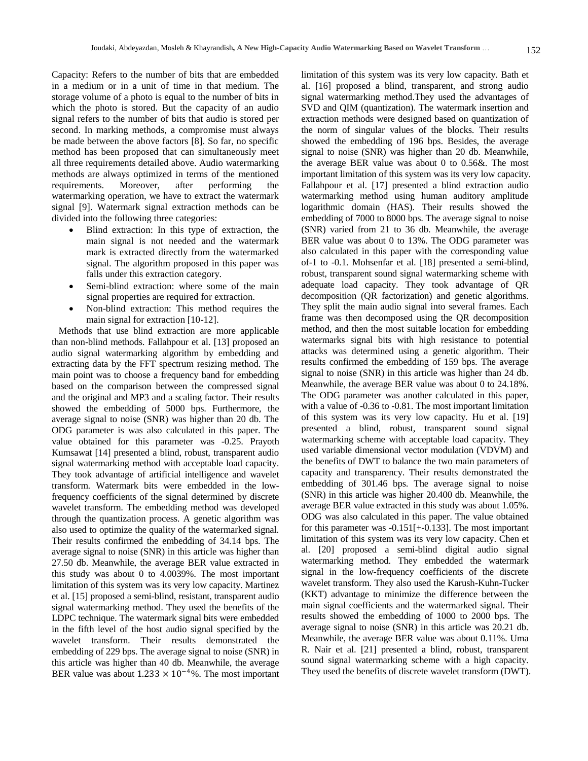Capacity: Refers to the number of bits that are embedded in a medium or in a unit of time in that medium. The storage volume of a photo is equal to the number of bits in which the photo is stored. But the capacity of an audio signal refers to the number of bits that audio is stored per second. In marking methods, a compromise must always be made between the above factors [8]. So far, no specific method has been proposed that can simultaneously meet all three requirements detailed above. Audio watermarking methods are always optimized in terms of the mentioned requirements. Moreover, after performing the watermarking operation, we have to extract the watermark signal [9]. Watermark signal extraction methods can be divided into the following three categories:

- Blind extraction: In this type of extraction, the main signal is not needed and the watermark mark is extracted directly from the watermarked signal. The algorithm proposed in this paper was falls under this extraction category.
- Semi-blind extraction: where some of the main signal properties are required for extraction.
- Non-blind extraction: This method requires the main signal for extraction [10-12].

Methods that use blind extraction are more applicable than non-blind methods. Fallahpour et al. [13] proposed an audio signal watermarking algorithm by embedding and extracting data by the FFT spectrum resizing method. The main point was to choose a frequency band for embedding based on the comparison between the compressed signal and the original and MP3 and a scaling factor. Their results showed the embedding of 5000 bps. Furthermore, the average signal to noise (SNR) was higher than 20 db. The ODG parameter is was also calculated in this paper. The value obtained for this parameter was -0.25. Prayoth Kumsawat [14] presented a blind, robust, transparent audio signal watermarking method with acceptable load capacity. They took advantage of artificial intelligence and wavelet transform. Watermark bits were embedded in the low-frequency coefficients of the signal determined by discrete wavelet transform. The embedding method was developed through the quantization process. A genetic algorithm was also used to optimize the quality of the watermarked signal. Their results confirmed the embedding of 34.14 bps. The average signal to noise (SNR) in this article was higher than 27.50 db. Meanwhile, the average BER value extracted in this study was about 0 to 4.0039%. The most important limitation of this system was its very low capacity. Martinez et al. [15] proposed a semi-blind, resistant, transparent audio signal watermarking method. They used the benefits of the LDPC technique. The watermark signal bits were embedded in the fifth level of the host audio signal specified by the wavelet transform. Their results demonstrated the embedding of 229 bps. The average signal to noise (SNR) in this article was higher than 40 db. Meanwhile, the average BER value was about $1.233 \times 10^{-4}$%. The most important limitation of this system was its very low capacity. Bath et al. [16] proposed a blind, transparent, and strong audio signal watermarking method.They used the advantages of SVD and QIM (quantization). The watermark insertion and extraction methods were designed based on quantization of the norm of singular values of the blocks. Their results showed the embedding of 196 bps. Besides, the average signal to noise (SNR) was higher than 20 db. Meanwhile, the average BER value was about 0 to 0.56&. The most important limitation of this system was its very low capacity. Fallahpour et al. [17] presented a blind extraction audio watermarking method using human auditory amplitude logarithmic domain (HAS). Their results showed the embedding of 7000 to 8000 bps. The average signal to noise (SNR) varied from 21 to 36 db. Meanwhile, the average BER value was about 0 to 13%. The ODG parameter was also calculated in this paper with the corresponding value of-1 to -0.1. Mohsenfar et al. [18] presented a semi-blind, robust, transparent sound signal watermarking scheme with adequate load capacity. They took advantage of QR decomposition (QR factorization) and genetic algorithms. They split the main audio signal into several frames. Each frame was then decomposed using the QR decomposition method, and then the most suitable location for embedding watermarks signal bits with high resistance to potential attacks was determined using a genetic algorithm. Their results confirmed the embedding of 159 bps. The average signal to noise (SNR) in this article was higher than 24 db. Meanwhile, the average BER value was about 0 to 24.18%. The ODG parameter was another calculated in this paper, with a value of -0.36 to -0.81. The most important limitation of this system was its very low capacity. Hu et al. [19] presented a blind, robust, transparent sound signal watermarking scheme with acceptable load capacity. They used variable dimensional vector modulation (VDVM) and the benefits of DWT to balance the two main parameters of capacity and transparency. Their results demonstrated the embedding of 301.46 bps. The average signal to noise (SNR) in this article was higher 20.400 db. Meanwhile, the average BER value extracted in this study was about 1.05%. ODG was also calculated in this paper. The value obtained for this parameter was -0.151[+-0.133]. The most important limitation of this system was its very low capacity. Chen et al. [20] proposed a semi-blind digital audio signal watermarking method. They embedded the watermark signal in the low-frequency coefficients of the discrete wavelet transform. They also used the Karush-Kuhn-Tucker (KKT) advantage to minimize the difference between the main signal coefficients and the watermarked signal. Their results showed the embedding of 1000 to 2000 bps. The average signal to noise (SNR) in this article was 20.21 db. Meanwhile, the average BER value was about 0.11%. Uma R. Nair et al. [21] presented a blind, robust, transparent sound signal watermarking scheme with a high capacity. They used the benefits of discrete wavelet transform (DWT).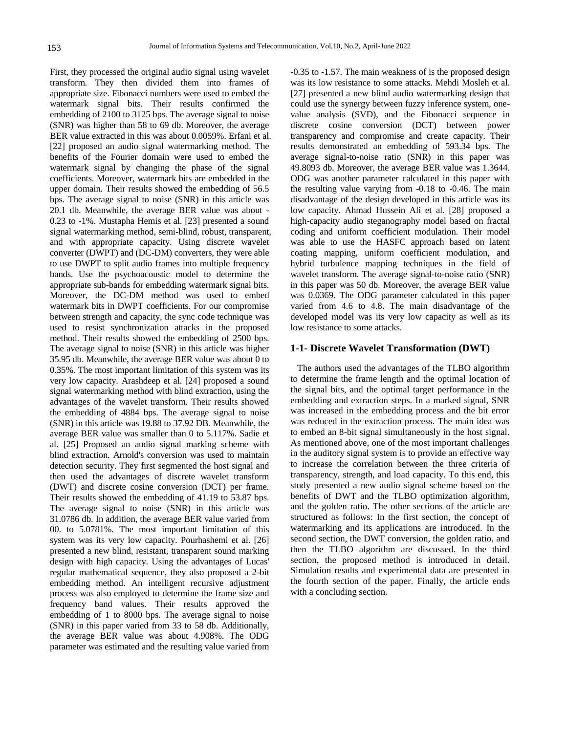First, they processed the original audio signal using wavelet transform. They then divided them into frames of appropriate size. Fibonacci numbers were used to embed the watermark signal bits. Their results confirmed the embedding of 2100 to 3125 bps. The average signal to noise (SNR) was higher than 58 to 69 db. Moreover, the average BER value extracted in this was about 0.0059%. Erfani et al. [22] proposed an audio signal watermarking method. The benefits of the Fourier domain were used to embed the watermark signal by changing the phase of the signal coefficients. Moreover, watermark bits are embedded in the upper domain. Their results showed the embedding of 56.5 bps. The average signal to noise (SNR) in this article was 20.1 db. Meanwhile, the average BER value was about -0.23 to -1%. Mustapha Hemis et al. [23] presented a sound signal watermarking method, semi-blind, robust, transparent, and with appropriate capacity. Using discrete wavelet converter (DWPT) and (DC-DM) converters, they were able to use DWPT to split audio frames into multiple frequency bands. Use the psychoacoustic model to determine the appropriate sub-bands for embedding watermark signal bits. Moreover, the DC-DM method was used to embed watermark bits in DWPT coefficients. For our compromise between strength and capacity, the sync code technique was used to resist synchronization attacks in the proposed method. Their results showed the embedding of 2500 bps. The average signal to noise (SNR) in this article was higher 35.95 db. Meanwhile, the average BER value was about 0 to 0.35%. The most important limitation of this system was its very low capacity. Arashdeep et al. [24] proposed a sound signal watermarking method with blind extraction, using the advantages of the wavelet transform. Their results showed the embedding of 4884 bps. The average signal to noise (SNR) in this article was 19.88 to 37.92 DB. Meanwhile, the average BER value was smaller than 0 to 5.117%. Sadie et al. [25] Proposed an audio signal marking scheme with blind extraction. Arnold's conversion was used to maintain detection security. They first segmented the host signal and then used the advantages of discrete wavelet transform (DWT) and discrete cosine conversion (DCT) per frame. Their results showed the embedding of 41.19 to 53.87 bps. The average signal to noise (SNR) in this article was 31.0786 db. In addition, the average BER value varied from 00. to 5.0781%. The most important limitation of this system was its very low capacity. Pourhashemi et al. [26] presented a new blind, resistant, transparent sound marking design with high capacity. Using the advantages of Lucas' regular mathematical sequence, they also proposed a 2-bit embedding method. An intelligent recursive adjustment process was also employed to determine the frame size and frequency band values. Their results approved the embedding of 1 to 8000 bps. The average signal to noise (SNR) in this paper varied from 33 to 58 db. Additionally, the average BER value was about 4.908%. The ODG parameter was estimated and the resulting value varied from -0.35 to -1.57. The main weakness of is the proposed design was its low resistance to some attacks. Mehdi Mosleh et al. [27] presented a new blind audio watermarking design that could use the synergy between fuzzy inference system, one-value analysis (SVD), and the Fibonacci sequence in discrete cosine conversion (DCT) between power transparency and compromise and create capacity. Their results demonstrated an embedding of 593.34 bps. The average signal-to-noise ratio (SNR) in this paper was 49.8093 db. Moreover, the average BER value was 1.3644. ODG was another parameter calculated in this paper with the resulting value varying from -0.18 to -0.46. The main disadvantage of the design developed in this article was its low capacity. Ahmad Hussein Ali et al. [28] proposed a high-capacity audio steganography model based on fractal coding and uniform coefficient modulation. Their model was able to use the HASFC approach based on latent coating mapping, uniform coefficient modulation, and hybrid turbulence mapping techniques in the field of wavelet transform. The average signal-to-noise ratio (SNR) in this paper was 50 db. Moreover, the average BER value was 0.0369. The ODG parameter calculated in this paper varied from 4.6 to 4.8. The main disadvantage of the developed model was its very low capacity as well as its low resistance to some attacks.

## 1-1- Discrete Wavelet Transformation (DWT)

The authors used the advantages of the TLBO algorithm to determine the frame length and the optimal location of the signal bits, and the optimal target performance in the embedding and extraction steps. In a marked signal, SNR was increased in the embedding process and the bit error was reduced in the extraction process. The main idea was to embed an 8-bit signal simultaneously in the host signal. As mentioned above, one of the most important challenges in the auditory signal system is to provide an effective way to increase the correlation between the three criteria of transparency, strength, and load capacity. To this end, this study presented a new audio signal scheme based on the benefits of DWT and the TLBO optimization algorithm, and the golden ratio. The other sections of the article are structured as follows: In the first section, the concept of watermarking and its applications are introduced. In the second section, the DWT conversion, the golden ratio, and then the TLBO algorithm are discussed. In the third section, the proposed method is introduced in detail. Simulation results and experimental data are presented in the fourth section of the paper. Finally, the article ends with a concluding section.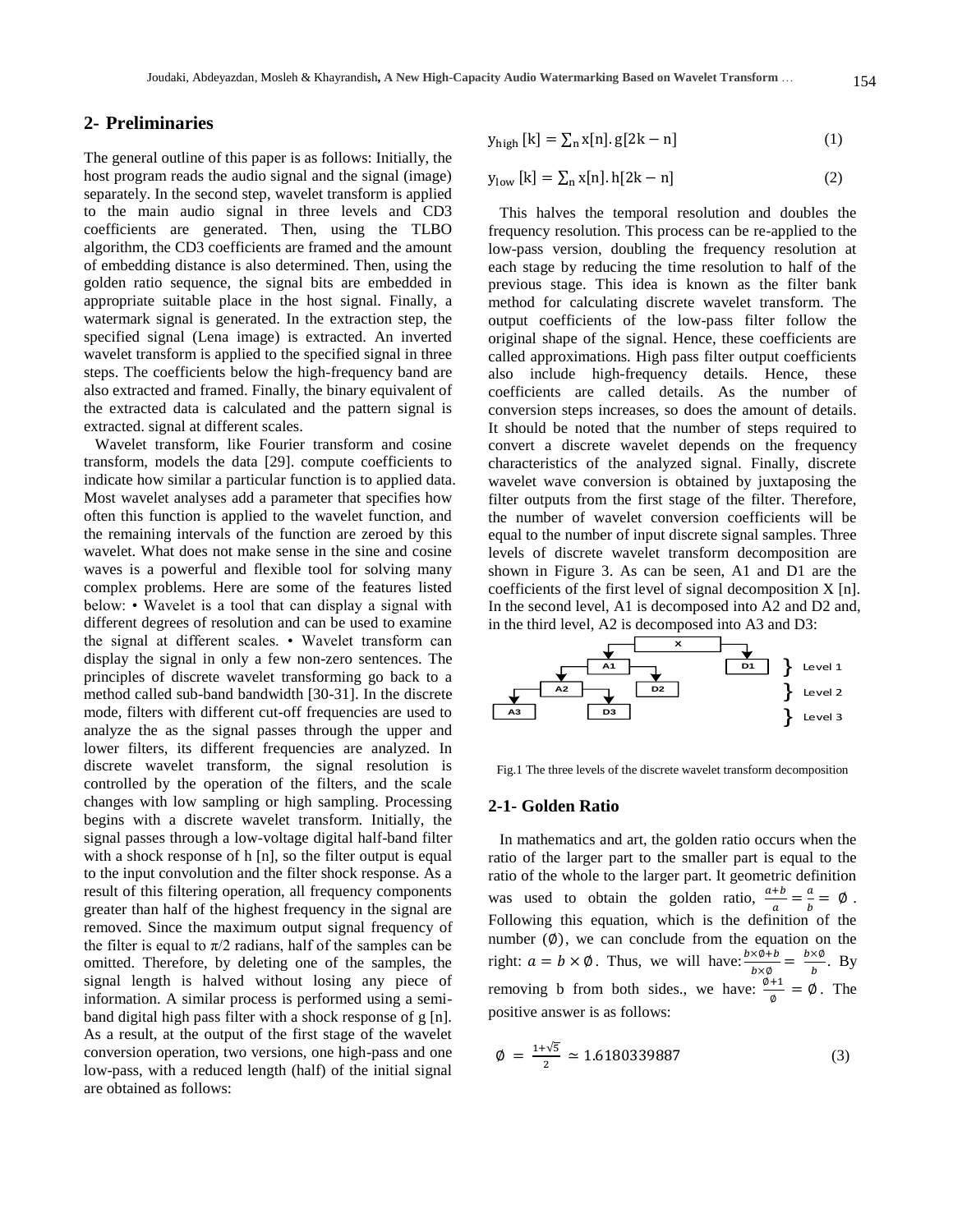## 2- Preliminaries

The general outline of this paper is as follows: Initially, the host program reads the audio signal and the signal (image) separately. In the second step, wavelet transform is applied to the main audio signal in three levels and CD3 coefficients are generated. Then, using the TLBO algorithm, the CD3 coefficients are framed and the amount of embedding distance is also determined. Then, using the golden ratio sequence, the signal bits are embedded in appropriate suitable place in the host signal. Finally, a watermark signal is generated. In the extraction step, the specified signal (Lena image) is extracted. An inverted wavelet transform is applied to the specified signal in three steps. The coefficients below the high-frequency band are also extracted and framed. Finally, the binary equivalent of the extracted data is calculated and the pattern signal is extracted. signal at different scales.

Wavelet transform, like Fourier transform and cosine transform, models the data [29]. compute coefficients to indicate how similar a particular function is to applied data. Most wavelet analyses add a parameter that specifies how often this function is applied to the wavelet function, and the remaining intervals of the function are zeroed by this wavelet. What does not make sense in the sine and cosine waves is a powerful and flexible tool for solving many complex problems. Here are some of the features listed below: • Wavelet is a tool that can display a signal with different degrees of resolution and can be used to examine the signal at different scales. • Wavelet transform can display the signal in only a few non-zero sentences. The principles of discrete wavelet transforming go back to a method called sub-band bandwidth [30-31]. In the discrete mode, filters with different cut-off frequencies are used to analyze the as the signal passes through the upper and lower filters, its different frequencies are analyzed. In discrete wavelet transform, the signal resolution is controlled by the operation of the filters, and the scale changes with low sampling or high sampling. Processing begins with a discrete wavelet transform. Initially, the signal passes through a low-voltage digital half-band filter with a shock response of h [n], so the filter output is equal to the input convolution and the filter shock response. As a result of this filtering operation, all frequency components greater than half of the highest frequency in the signal are removed. Since the maximum output signal frequency of the filter is equal to π/2 radians, half of the samples can be omitted. Therefore, by deleting one of the samples, the signal length is halved without losing any piece of information. A similar process is performed using a semi-band digital high pass filter with a shock response of g [n]. As a result, at the output of the first stage of the wavelet conversion operation, two versions, one high-pass and one low-pass, with a reduced length (half) of the initial signal are obtained as follows:

$$y_{high}[k] = \sum_n x[n].\, g[2k-n] \tag{1}$$

$$y_{low}[k] = \sum_n x[n].\, h[2k-n] \tag{2}$$

This halves the temporal resolution and doubles the frequency resolution. This process can be re-applied to the low-pass version, doubling the frequency resolution at each stage by reducing the time resolution to half of the previous stage. This idea is known as the filter bank method for calculating discrete wavelet transform. The output coefficients of the low-pass filter follow the original shape of the signal. Hence, these coefficients are called approximations. High pass filter output coefficients also include high-frequency details. Hence, these coefficients are called details. As the number of conversion steps increases, so does the amount of details. It should be noted that the number of steps required to convert a discrete wavelet depends on the frequency characteristics of the analyzed signal. Finally, discrete wavelet wave conversion is obtained by juxtaposing the filter outputs from the first stage of the filter. Therefore, the number of wavelet conversion coefficients will be equal to the number of input discrete signal samples. Three levels of discrete wavelet transform decomposition are shown in Figure 3. As can be seen, A1 and D1 are the coefficients of the first level of signal decomposition X [n]. In the second level, A1 is decomposed into A2 and D2 and, in the third level, A2 is decomposed into A3 and D3:

Fig.1 The three levels of the discrete wavelet transform decomposition

### 2-1- Golden Ratio

In mathematics and art, the golden ratio occurs when the ratio of the larger part to the smaller part is equal to the ratio of the whole to the larger part. It geometric definition was used to obtain the golden ratio, $\frac{a+b}{a} = \frac{a}{b} = \emptyset$. Following this equation, which is the definition of the number $(\emptyset)$, we can conclude from the equation on the right: $a = b \times \emptyset$. Thus, we will have: $\frac{b\times\emptyset+b}{b\times\emptyset} = \frac{b\times\emptyset}{b}$. By removing b from both sides., we have: $\frac{\emptyset+1}{\emptyset} = \emptyset$. The positive answer is as follows:

$$\emptyset = \frac{1+\sqrt{5}}{2} \simeq 1.6180339887 \tag{3}$$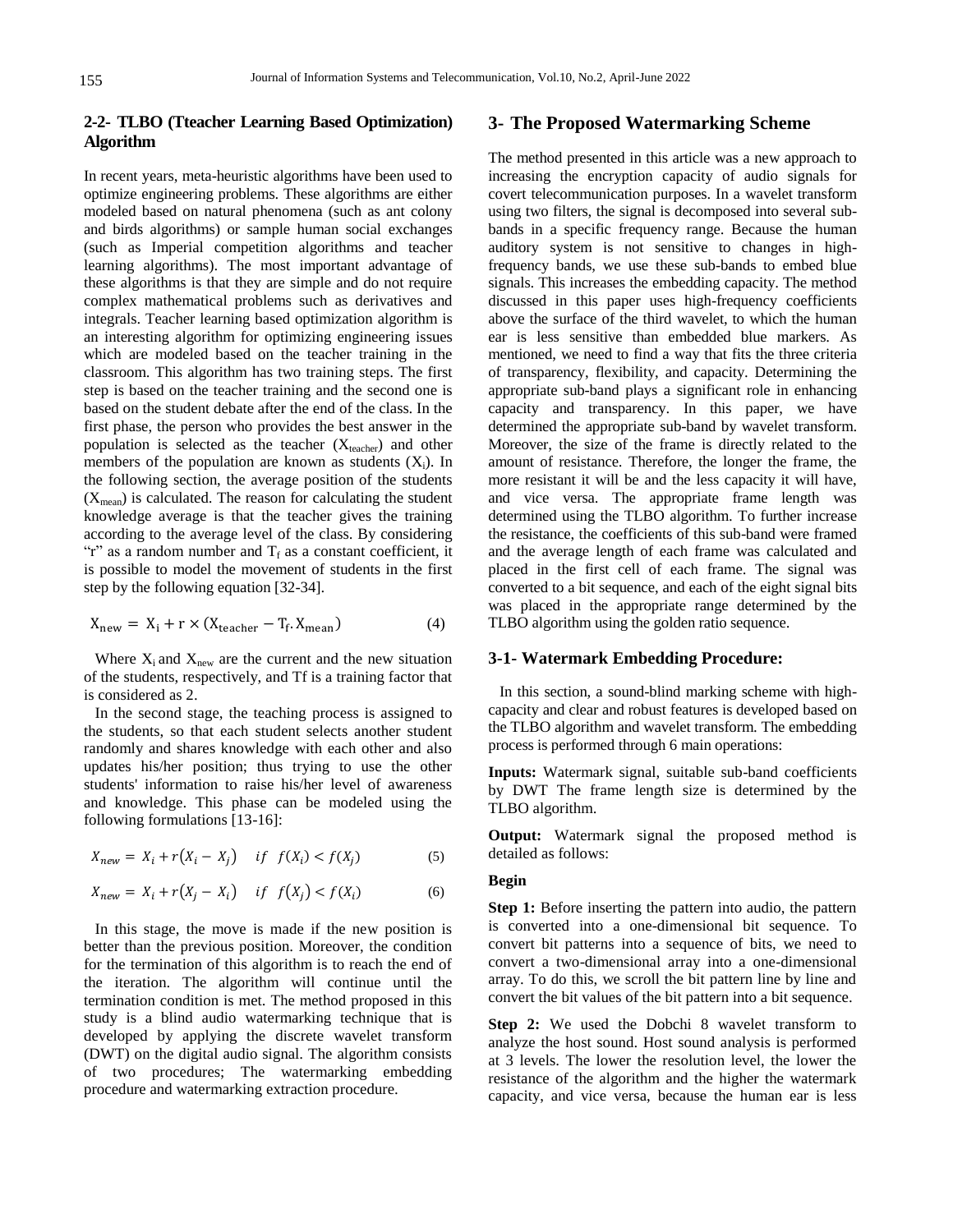## 2-2- TLBO (Tteacher Learning Based Optimization) Algorithm

In recent years, meta-heuristic algorithms have been used to optimize engineering problems. These algorithms are either modeled based on natural phenomena (such as ant colony and birds algorithms) or sample human social exchanges (such as Imperial competition algorithms and teacher learning algorithms). The most important advantage of these algorithms is that they are simple and do not require complex mathematical problems such as derivatives and integrals. Teacher learning based optimization algorithm is an interesting algorithm for optimizing engineering issues which are modeled based on the teacher training in the classroom. This algorithm has two training steps. The first step is based on the teacher training and the second one is based on the student debate after the end of the class. In the first phase, the person who provides the best answer in the population is selected as the teacher ($X_{teacher}$) and other members of the population are known as students ($X_i$). In the following section, the average position of the students ($X_{mean}$) is calculated. The reason for calculating the student knowledge average is that the teacher gives the training according to the average level of the class. By considering "r" as a random number and $T_f$ as a constant coefficient, it is possible to model the movement of students in the first step by the following equation [32-34].

$$X_{new} = X_i + r \times (X_{teacher} - T_f . X_{mean}) \quad (4)$$

Where $X_i$ and $X_{new}$ are the current and the new situation of the students, respectively, and Tf is a training factor that is considered as 2.

In the second stage, the teaching process is assigned to the students, so that each student selects another student randomly and shares knowledge with each other and also updates his/her position; thus trying to use the other students' information to raise his/her level of awareness and knowledge. This phase can be modeled using the following formulations [13-16]:

$$X_{new} = X_i + r(X_i - X_j) \quad if \quad f(X_i) < f(X_j) \quad (5)$$

$$X_{new} = X_i + r(X_j - X_i) \quad if \quad f(X_j) < f(X_i) \quad (6)$$

In this stage, the move is made if the new position is better than the previous position. Moreover, the condition for the termination of this algorithm is to reach the end of the iteration. The algorithm will continue until the termination condition is met. The method proposed in this study is a blind audio watermarking technique that is developed by applying the discrete wavelet transform (DWT) on the digital audio signal. The algorithm consists of two procedures; The watermarking embedding procedure and watermarking extraction procedure.

# 3- The Proposed Watermarking Scheme

The method presented in this article was a new approach to increasing the encryption capacity of audio signals for covert telecommunication purposes. In a wavelet transform using two filters, the signal is decomposed into several sub-bands in a specific frequency range. Because the human auditory system is not sensitive to changes in high-frequency bands, we use these sub-bands to embed blue signals. This increases the embedding capacity. The method discussed in this paper uses high-frequency coefficients above the surface of the third wavelet, to which the human ear is less sensitive than embedded blue markers. As mentioned, we need to find a way that fits the three criteria of transparency, flexibility, and capacity. Determining the appropriate sub-band plays a significant role in enhancing capacity and transparency. In this paper, we have determined the appropriate sub-band by wavelet transform. Moreover, the size of the frame is directly related to the amount of resistance. Therefore, the longer the frame, the more resistant it will be and the less capacity it will have, and vice versa. The appropriate frame length was determined using the TLBO algorithm. To further increase the resistance, the coefficients of this sub-band were framed and the average length of each frame was calculated and placed in the first cell of each frame. The signal was converted to a bit sequence, and each of the eight signal bits was placed in the appropriate range determined by the TLBO algorithm using the golden ratio sequence.

## 3-1- Watermark Embedding Procedure:

In this section, a sound-blind marking scheme with high-capacity and clear and robust features is developed based on the TLBO algorithm and wavelet transform. The embedding process is performed through 6 main operations:

**Inputs:** Watermark signal, suitable sub-band coefficients by DWT The frame length size is determined by the TLBO algorithm.

**Output:** Watermark signal the proposed method is detailed as follows:

**Begin**

**Step 1:** Before inserting the pattern into audio, the pattern is converted into a one-dimensional bit sequence. To convert bit patterns into a sequence of bits, we need to convert a two-dimensional array into a one-dimensional array. To do this, we scroll the bit pattern line by line and convert the bit values of the bit pattern into a bit sequence.

**Step 2:** We used the Dobchi 8 wavelet transform to analyze the host sound. Host sound analysis is performed at 3 levels. The lower the resolution level, the lower the resistance of the algorithm and the higher the watermark capacity, and vice versa, because the human ear is less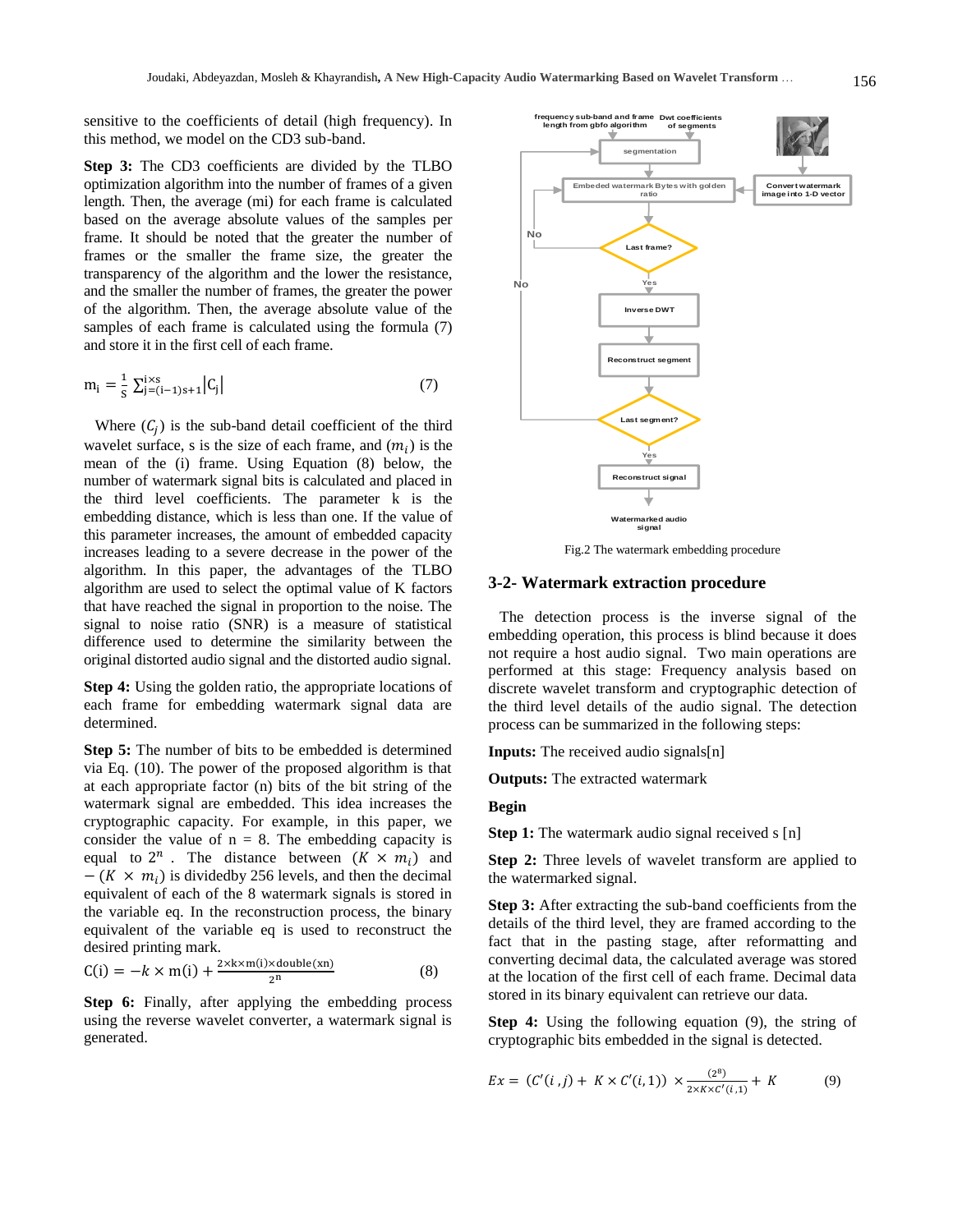sensitive to the coefficients of detail (high frequency). In this method, we model on the CD3 sub-band.

**Step 3:** The CD3 coefficients are divided by the TLBO optimization algorithm into the number of frames of a given length. Then, the average (mi) for each frame is calculated based on the average absolute values of the samples per frame. It should be noted that the greater the number of frames or the smaller the frame size, the greater the transparency of the algorithm and the lower the resistance, and the smaller the number of frames, the greater the power of the algorithm. Then, the average absolute value of the samples of each frame is calculated using the formula (7) and store it in the first cell of each frame.

$$m_i = \frac{1}{s}\sum_{j=(i-1)s+1}^{i\times s}|C_j| \qquad (7)$$

Where ($C_j$) is the sub-band detail coefficient of the third wavelet surface, s is the size of each frame, and ($m_i$) is the mean of the (i) frame. Using Equation (8) below, the number of watermark signal bits is calculated and placed in the third level coefficients. The parameter k is the embedding distance, which is less than one. If the value of this parameter increases, the amount of embedded capacity increases leading to a severe decrease in the power of the algorithm. In this paper, the advantages of the TLBO algorithm are used to select the optimal value of K factors that have reached the signal in proportion to the noise. The signal to noise ratio (SNR) is a measure of statistical difference used to determine the similarity between the original distorted audio signal and the distorted audio signal.

**Step 4:** Using the golden ratio, the appropriate locations of each frame for embedding watermark signal data are determined.

**Step 5:** The number of bits to be embedded is determined via Eq. (10). The power of the proposed algorithm is that at each appropriate factor (n) bits of the bit string of the watermark signal are embedded. This idea increases the cryptographic capacity. For example, in this paper, we consider the value of n = 8. The embedding capacity is equal to $2^n$ . The distance between $(K \times m_i)$ and $-(K \times m_i)$ is dividedby 256 levels, and then the decimal equivalent of each of the 8 watermark signals is stored in the variable eq. In the reconstruction process, the binary equivalent of the variable eq is used to reconstruct the desired printing mark.

$$C(i) = -k \times m(i) + \frac{2\times k\times m(i)\times \text{double}(xn)}{2^n} \qquad (8)$$

**Step 6:** Finally, after applying the embedding process using the reverse wavelet converter, a watermark signal is generated.

Fig.2 The watermark embedding procedure

## 3-2- Watermark extraction procedure

The detection process is the inverse signal of the embedding operation, this process is blind because it does not require a host audio signal. Two main operations are performed at this stage: Frequency analysis based on discrete wavelet transform and cryptographic detection of the third level details of the audio signal. The detection process can be summarized in the following steps:

**Inputs:** The received audio signals[n]

**Outputs:** The extracted watermark

**Begin**

**Step 1:** The watermark audio signal received s [n]

**Step 2:** Three levels of wavelet transform are applied to the watermarked signal.

**Step 3:** After extracting the sub-band coefficients from the details of the third level, they are framed according to the fact that in the pasting stage, after reformatting and converting decimal data, the calculated average was stored at the location of the first cell of each frame. Decimal data stored in its binary equivalent can retrieve our data.

**Step 4:** Using the following equation (9), the string of cryptographic bits embedded in the signal is detected.

$$Ex = (C'(i,j) + K \times C'(i,1)) \times \frac{(2^8)}{2\times K\times C'(i,1)} + K \qquad (9)$$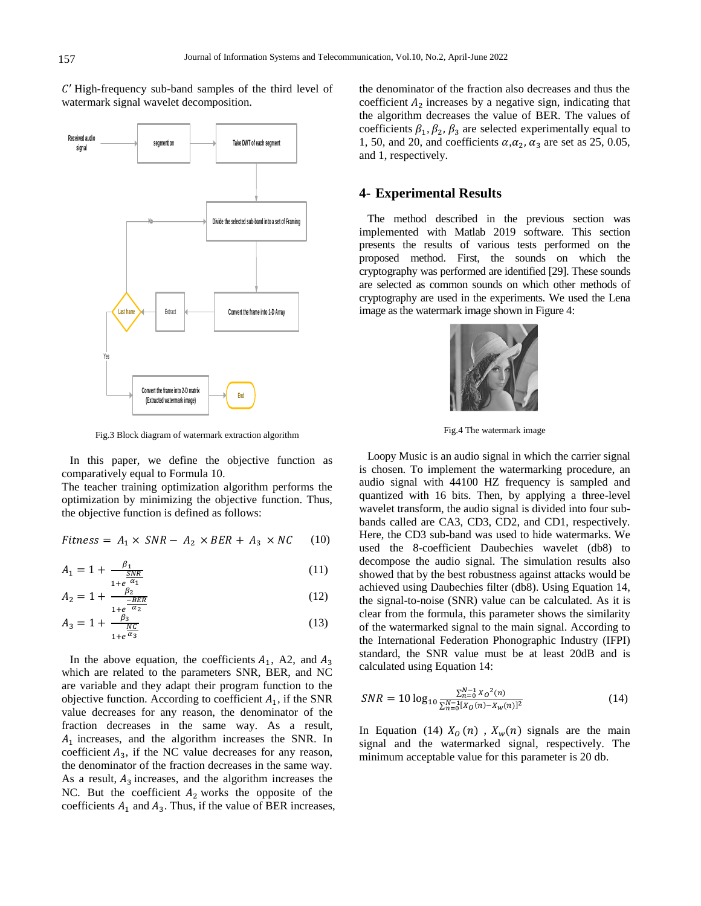$C'$ High-frequency sub-band samples of the third level of watermark signal wavelet decomposition.

Fig.3 Block diagram of watermark extraction algorithm

In this paper, we define the objective function as comparatively equal to Formula 10.
The teacher training optimization algorithm performs the optimization by minimizing the objective function. Thus, the objective function is defined as follows:

$$Fitness = A_1 \times SNR - A_2 \times BER + A_3 \times NC \quad (10)$$

$$A_1 = 1 + \frac{\beta_1}{1+e^{\frac{SNR}{\alpha_1}}} \quad (11)$$

$$A_2 = 1 + \frac{\beta_2}{1+e^{\frac{-BER}{\alpha_2}}} \quad (12)$$

$$A_3 = 1 + \frac{\beta_3}{1+e^{\frac{NC}{\alpha_3}}} \quad (13)$$

In the above equation, the coefficients $A_1$, A2, and $A_3$ which are related to the parameters SNR, BER, and NC are variable and they adapt their program function to the objective function. According to coefficient $A_1$, if the SNR value decreases for any reason, the denominator of the fraction decreases in the same way. As a result, $A_1$ increases, and the algorithm increases the SNR. In coefficient $A_3$, if the NC value decreases for any reason, the denominator of the fraction decreases in the same way. As a result, $A_3$ increases, and the algorithm increases the NC. But the coefficient $A_2$ works the opposite of the coefficients $A_1$ and $A_3$. Thus, if the value of BER increases, the denominator of the fraction also decreases and thus the coefficient $A_2$ increases by a negative sign, indicating that the algorithm decreases the value of BER. The values of coefficients $\beta_1, \beta_2, \beta_3$ are selected experimentally equal to 1, 50, and 20, and coefficients $\alpha, \alpha_2, \alpha_3$ are set as 25, 0.05, and 1, respectively.

## 4- Experimental Results

The method described in the previous section was implemented with Matlab 2019 software. This section presents the results of various tests performed on the proposed method. First, the sounds on which the cryptography was performed are identified [29]. These sounds are selected as common sounds on which other methods of cryptography are used in the experiments. We used the Lena image as the watermark image shown in Figure 4:

Fig.4 The watermark image

Loopy Music is an audio signal in which the carrier signal is chosen. To implement the watermarking procedure, an audio signal with 44100 HZ frequency is sampled and quantized with 16 bits. Then, by applying a three-level wavelet transform, the audio signal is divided into four sub-bands called are CA3, CD3, CD2, and CD1, respectively. Here, the CD3 sub-band was used to hide watermarks. We used the 8-coefficient Daubechies wavelet (db8) to decompose the audio signal. The simulation results also showed that by the best robustness against attacks would be achieved using Daubechies filter (db8). Using Equation 14, the signal-to-noise (SNR) value can be calculated. As it is clear from the formula, this parameter shows the similarity of the watermarked signal to the main signal. According to the International Federation Phonographic Industry (IFPI) standard, the SNR value must be at least 20dB and is calculated using Equation 14:

$$SNR = 10 \log_{10} \frac{\sum_{n=0}^{N-1} X_O{}^2(n)}{\sum_{n=0}^{N-1} [X_O(n) - X_w(n)]^2} \quad (14)$$

In Equation (14) $X_O(n)$ , $X_w(n)$ signals are the main signal and the watermarked signal, respectively. The minimum acceptable value for this parameter is 20 db.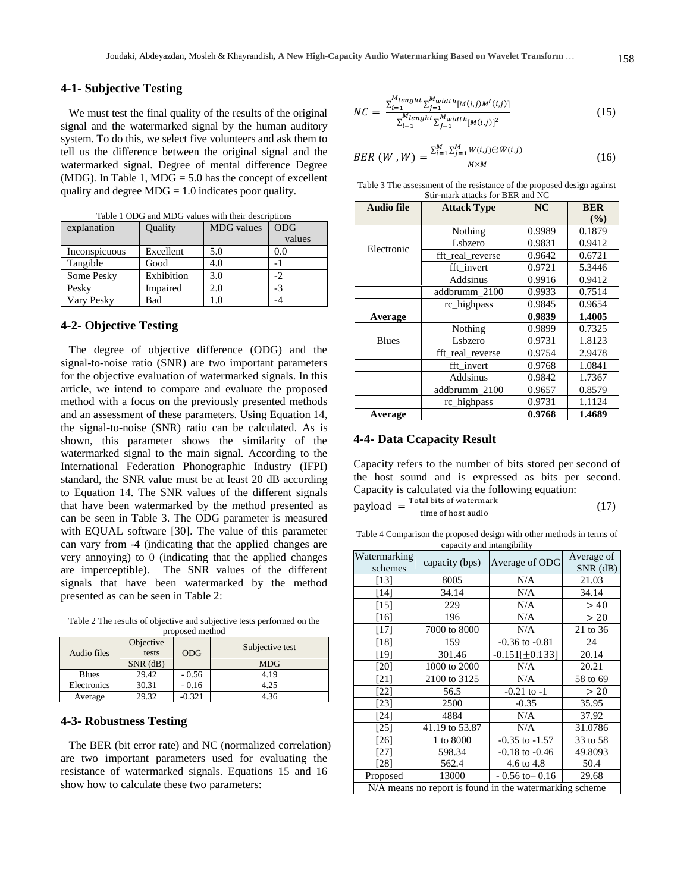## 4-1- Subjective Testing

We must test the final quality of the results of the original signal and the watermarked signal by the human auditory system. To do this, we select five volunteers and ask them to tell us the difference between the original signal and the watermarked signal. Degree of mental difference Degree (MDG). In Table 1, MDG = 5.0 has the concept of excellent quality and degree MDG = 1.0 indicates poor quality.

Table 1 ODG and MDG values with their descriptions

| explanation | Quality | MDG values | ODG values |
| --- | --- | --- | --- |
| Inconspicuous | Excellent | 5.0 | 0.0 |
| Tangible | Good | 4.0 | -1 |
| Some Pesky | Exhibition | 3.0 | -2 |
| Pesky | Impaired | 2.0 | -3 |
| Vary Pesky | Bad | 1.0 | -4 |

## 4-2- Objective Testing

The degree of objective difference (ODG) and the signal-to-noise ratio (SNR) are two important parameters for the objective evaluation of watermarked signals. In this article, we intend to compare and evaluate the proposed method with a focus on the previously presented methods and an assessment of these parameters. Using Equation 14, the signal-to-noise (SNR) ratio can be calculated. As is shown, this parameter shows the similarity of the watermarked signal to the main signal. According to the International Federation Phonographic Industry (IFPI) standard, the SNR value must be at least 20 dB according to Equation 14. The SNR values of the different signals that have been watermarked by the method presented as can be seen in Table 3. The ODG parameter is measured with EQUAL software [30]. The value of this parameter can vary from -4 (indicating that the applied changes are very annoying) to 0 (indicating that the applied changes are imperceptible). The SNR values of the different signals that have been watermarked by the method presented as can be seen in Table 2:

Table 2 The results of objective and subjective tests performed on the proposed method

| Audio files | Objective tests | ODG | Subjective test |
| --- | --- | --- | --- |
| | SNR (dB) | | MDG |
| Blues | 29.42 | - 0.56 | 4.19 |
| Electronics | 30.31 | - 0.16 | 4.25 |
| Average | 29.32 | -0.321 | 4.36 |

## 4-3- Robustness Testing

The BER (bit error rate) and NC (normalized correlation) are two important parameters used for evaluating the resistance of watermarked signals. Equations 15 and 16 show how to calculate these two parameters:

$$NC = \frac{\sum_{i=1}^{M_{lenght}} \sum_{j=1}^{M_{width}} [M(i,j) M'(i,j)]}{\sum_{i=1}^{M_{lenght}} \sum_{j=1}^{M_{width}} [M(i,j)]^2} \tag{15}$$

$$BER\ (W, \bar{W}) = \frac{\sum_{i=1}^{M} \sum_{j=1}^{M} W(i,j) \oplus \bar{W}(i,j)}{M \times M} \tag{16}$$

Table 3 The assessment of the resistance of the proposed design against Stir-mark attacks for BER and NC

| Audio file | Attack Type | NC | BER (%) |
| --- | --- | --- | --- |
| Electronic | Nothing | 0.9989 | 0.1879 |
| | Lsbzero | 0.9831 | 0.9412 |
| | fft_real_reverse | 0.9642 | 0.6721 |
| | fft_invert | 0.9721 | 5.3446 |
| | Addsinus | 0.9916 | 0.9412 |
| | addbrumm_2100 | 0.9933 | 0.7514 |
| | rc_highpass | 0.9845 | 0.9654 |
| **Average** | | **0.9839** | **1.4005** |
| Blues | Nothing | 0.9899 | 0.7325 |
| | Lsbzero | 0.9731 | 1.8123 |
| | fft_real_reverse | 0.9754 | 2.9478 |
| | fft_invert | 0.9768 | 1.0841 |
| | Addsinus | 0.9842 | 1.7367 |
| | addbrumm_2100 | 0.9657 | 0.8579 |
| | rc_highpass | 0.9731 | 1.1124 |
| **Average** | | **0.9768** | **1.4689** |

## 4-4- Data Ccapacity Result

Capacity refers to the number of bits stored per second of the host sound and is expressed as bits per second. Capacity is calculated via the following equation:

$$\text{payload} = \frac{\text{Total bits of watermark}}{\text{time of host audio}} \tag{17}$$

Table 4 Comparison the proposed design with other methods in terms of capacity and intangibility

| Watermarking schemes | capacity (bps) | Average of ODG | Average of SNR (dB) |
| --- | --- | --- | --- |
| [13] | 8005 | N/A | 21.03 |
| [14] | 34.14 | N/A | 34.14 |
| [15] | 229 | N/A | $> 40$ |
| [16] | 196 | N/A | $> 20$ |
| [17] | 7000 to 8000 | N/A | 21 to 36 |
| [18] | 159 | -0.36 to -0.81 | 24 |
| [19] | 301.46 | -0.151[$\pm$0.133] | 20.14 |
| [20] | 1000 to 2000 | N/A | 20.21 |
| [21] | 2100 to 3125 | N/A | 58 to 69 |
| [22] | 56.5 | -0.21 to -1 | $> 20$ |
| [23] | 2500 | -0.35 | 35.95 |
| [24] | 4884 | N/A | 37.92 |
| [25] | 41.19 to 53.87 | N/A | 31.0786 |
| [26] | 1 to 8000 | -0.35 to -1.57 | 33 to 58 |
| [27] | 598.34 | -0.18 to -0.46 | 49.8093 |
| [28] | 562.4 | 4.6 to 4.8 | 50.4 |
| Proposed | 13000 | - 0.56 to– 0.16 | 29.68 |

N/A means no report is found in the watermarking scheme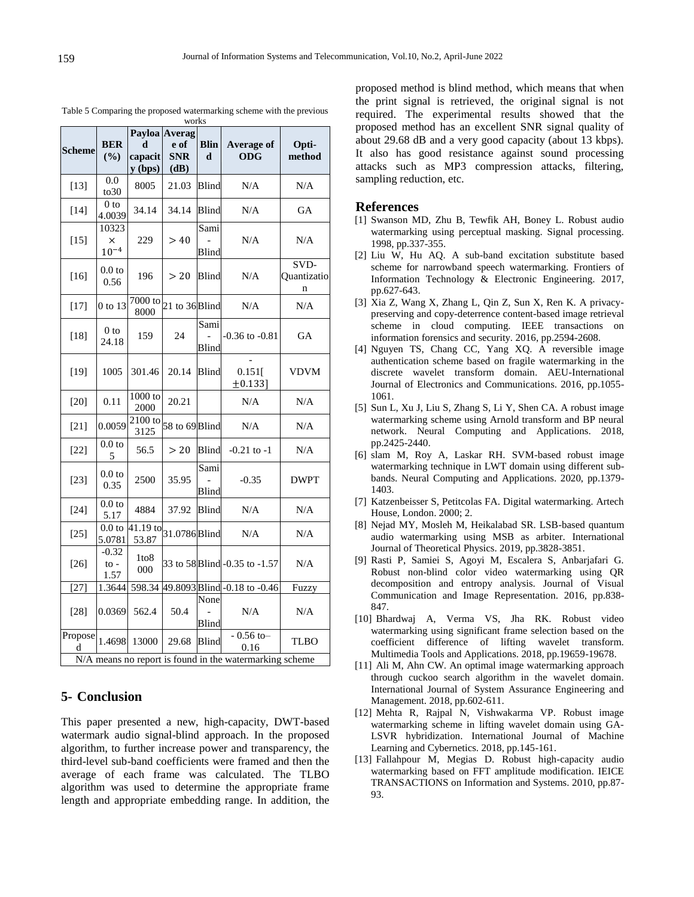Table 5 Comparing the proposed watermarking scheme with the previous works

| Scheme | BER (%) | Payload capacity (bps) | Average of SNR (dB) | Blind | Average of ODG | Opti-method |
|---|---|---|---|---|---|---|
| [13] | 0.0 to30 | 8005 | 21.03 | Blind | N/A | N/A |
| [14] | 0 to 4.0039 | 34.14 | 34.14 | Blind | N/A | GA |
| [15] | $10323 \times 10^{-4}$ | 229 | $> 40$ | Sami - Blind | N/A | N/A |
| [16] | 0.0 to 0.56 | 196 | $> 20$ | Blind | N/A | SVD-Quantization |
| [17] | 0 to 13 | 7000 to 8000 | 21 to 36 | Blind | N/A | N/A |
| [18] | 0 to 24.18 | 159 | 24 | Sami - Blind | -0.36 to -0.81 | GA |
| [19] | 1005 | 301.46 | 20.14 | Blind | - 0.151[ $\pm 0.133$] | VDVM |
| [20] | 0.11 | 1000 to 2000 | 20.21 | | N/A | N/A |
| [21] | 0.0059 | 2100 to 3125 | 58 to 69 | Blind | N/A | N/A |
| [22] | 0.0 to 5 | 56.5 | $> 20$ | Blind | -0.21 to -1 | N/A |
| [23] | 0.0 to 0.35 | 2500 | 35.95 | Sami - Blind | -0.35 | DWPT |
| [24] | 0.0 to 5.17 | 4884 | 37.92 | Blind | N/A | N/A |
| [25] | 0.0 to 5.0781 | 41.19 to 53.87 | 31.0786 | Blind | N/A | N/A |
| [26] | -0.32 to - 1.57 | 1to8 000 | 33 to 58 | Blind | -0.35 to -1.57 | N/A |
| [27] | 1.3644 | 598.34 | 49.8093 | Blind | -0.18 to -0.46 | Fuzzy |
| [28] | 0.0369 | 562.4 | 50.4 | None - Blind | N/A | N/A |
| Proposed | 1.4698 | 13000 | 29.68 | Blind | - 0.56 to– 0.16 | TLBO |

N/A means no report is found in the watermarking scheme

## 5- Conclusion

This paper presented a new, high-capacity, DWT-based watermark audio signal-blind approach. In the proposed algorithm, to further increase power and transparency, the third-level sub-band coefficients were framed and then the average of each frame was calculated. The TLBO algorithm was used to determine the appropriate frame length and appropriate embedding range. In addition, the proposed method is blind method, which means that when the print signal is retrieved, the original signal is not required. The experimental results showed that the proposed method has an excellent SNR signal quality of about 29.68 dB and a very good capacity (about 13 kbps). It also has good resistance against sound processing attacks such as MP3 compression attacks, filtering, sampling reduction, etc.

## References

[1] Swanson MD, Zhu B, Tewfik AH, Boney L. Robust audio watermarking using perceptual masking. Signal processing. 1998, pp.337-355.

[2] Liu W, Hu AQ. A sub-band excitation substitute based scheme for narrowband speech watermarking. Frontiers of Information Technology & Electronic Engineering. 2017, pp.627-643.

[3] Xia Z, Wang X, Zhang L, Qin Z, Sun X, Ren K. A privacy-preserving and copy-deterrence content-based image retrieval scheme in cloud computing. IEEE transactions on information forensics and security. 2016, pp.2594-2608.

[4] Nguyen TS, Chang CC, Yang XQ. A reversible image authentication scheme based on fragile watermarking in the discrete wavelet transform domain. AEU-International Journal of Electronics and Communications. 2016, pp.1055-1061.

[5] Sun L, Xu J, Liu S, Zhang S, Li Y, Shen CA. A robust image watermarking scheme using Arnold transform and BP neural network. Neural Computing and Applications. 2018, pp.2425-2440.

[6] slam M, Roy A, Laskar RH. SVM-based robust image watermarking technique in LWT domain using different sub-bands. Neural Computing and Applications. 2020, pp.1379-1403.

[7] Katzenbeisser S, Petitcolas FA. Digital watermarking. Artech House, London. 2000; 2.

[8] Nejad MY, Mosleh M, Heikalabad SR. LSB-based quantum audio watermarking using MSB as arbiter. International Journal of Theoretical Physics. 2019, pp.3828-3851.

[9] Rasti P, Samiei S, Agoyi M, Escalera S, Anbarjafari G. Robust non-blind color video watermarking using QR decomposition and entropy analysis. Journal of Visual Communication and Image Representation. 2016, pp.838-847.

[10] Bhardwaj A, Verma VS, Jha RK. Robust video watermarking using significant frame selection based on the coefficient difference of lifting wavelet transform. Multimedia Tools and Applications. 2018, pp.19659-19678.

[11] Ali M, Ahn CW. An optimal image watermarking approach through cuckoo search algorithm in the wavelet domain. International Journal of System Assurance Engineering and Management. 2018, pp.602-611.

[12] Mehta R, Rajpal N, Vishwakarma VP. Robust image watermarking scheme in lifting wavelet domain using GA-LSVR hybridization. International Journal of Machine Learning and Cybernetics. 2018, pp.145-161.

[13] Fallahpour M, Megias D. Robust high-capacity audio watermarking based on FFT amplitude modification. IEICE TRANSACTIONS on Information and Systems. 2010, pp.87-93.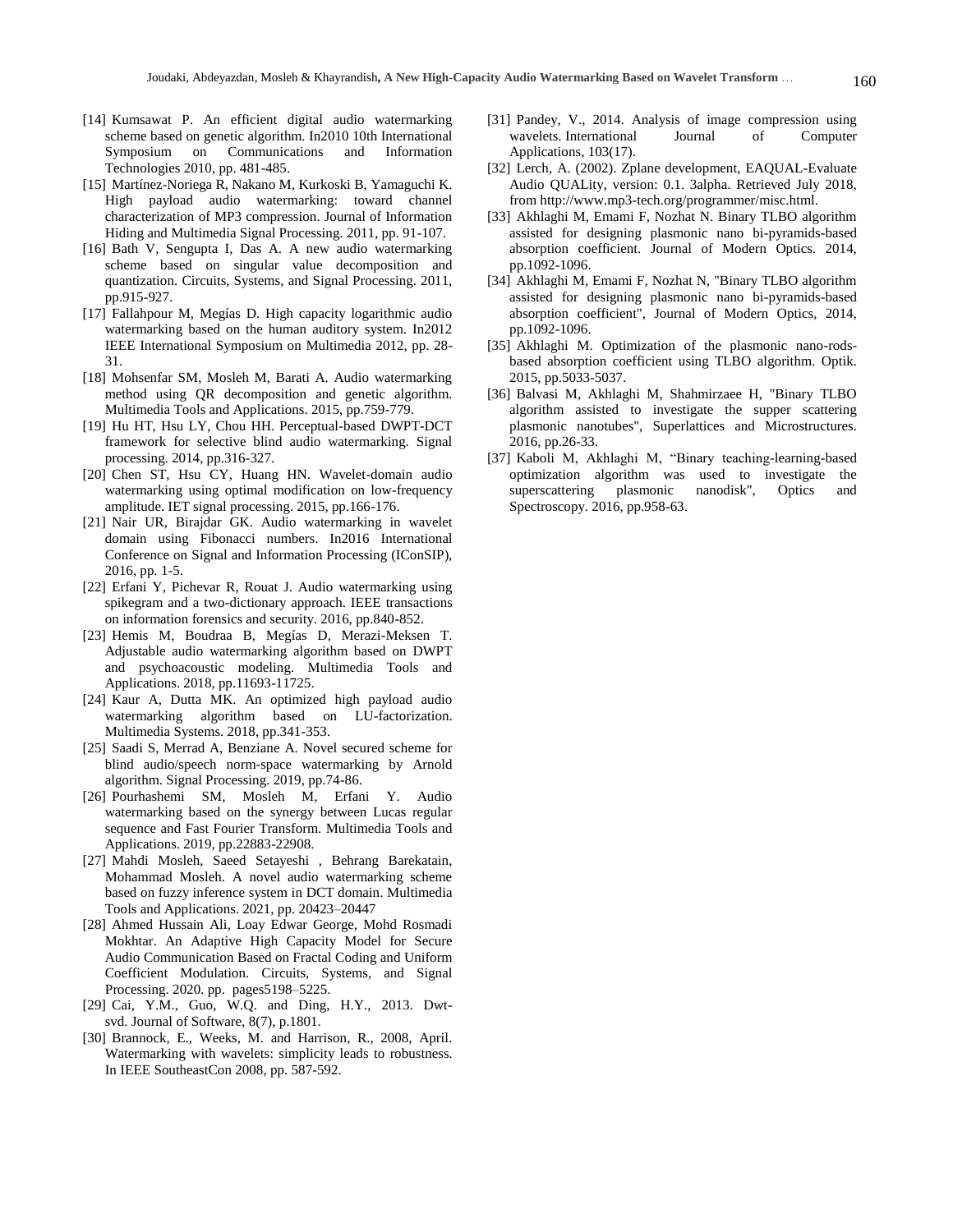[14] Kumsawat P. An efficient digital audio watermarking scheme based on genetic algorithm. In2010 10th International Symposium on Communications and Information Technologies 2010, pp. 481-485.

[15] Martínez-Noriega R, Nakano M, Kurkoski B, Yamaguchi K. High payload audio watermarking: toward channel characterization of MP3 compression. Journal of Information Hiding and Multimedia Signal Processing. 2011, pp. 91-107.

[16] Bath V, Sengupta I, Das A. A new audio watermarking scheme based on singular value decomposition and quantization. Circuits, Systems, and Signal Processing. 2011, pp.915-927.

[17] Fallahpour M, Megías D. High capacity logarithmic audio watermarking based on the human auditory system. In2012 IEEE International Symposium on Multimedia 2012, pp. 28-31.

[18] Mohsenfar SM, Mosleh M, Barati A. Audio watermarking method using QR decomposition and genetic algorithm. Multimedia Tools and Applications. 2015, pp.759-779.

[19] Hu HT, Hsu LY, Chou HH. Perceptual-based DWPT-DCT framework for selective blind audio watermarking. Signal processing. 2014, pp.316-327.

[20] Chen ST, Hsu CY, Huang HN. Wavelet-domain audio watermarking using optimal modification on low-frequency amplitude. IET signal processing. 2015, pp.166-176.

[21] Nair UR, Birajdar GK. Audio watermarking in wavelet domain using Fibonacci numbers. In2016 International Conference on Signal and Information Processing (IConSIP), 2016, pp. 1-5.

[22] Erfani Y, Pichevar R, Rouat J. Audio watermarking using spikegram and a two-dictionary approach. IEEE transactions on information forensics and security. 2016, pp.840-852.

[23] Hemis M, Boudraa B, Megías D, Merazi-Meksen T. Adjustable audio watermarking algorithm based on DWPT and psychoacoustic modeling. Multimedia Tools and Applications. 2018, pp.11693-11725.

[24] Kaur A, Dutta MK. An optimized high payload audio watermarking algorithm based on LU-factorization. Multimedia Systems. 2018, pp.341-353.

[25] Saadi S, Merrad A, Benziane A. Novel secured scheme for blind audio/speech norm-space watermarking by Arnold algorithm. Signal Processing. 2019, pp.74-86.

[26] Pourhashemi SM, Mosleh M, Erfani Y. Audio watermarking based on the synergy between Lucas regular sequence and Fast Fourier Transform. Multimedia Tools and Applications. 2019, pp.22883-22908.

[27] Mahdi Mosleh, Saeed Setayeshi , Behrang Barekatain, Mohammad Mosleh. A novel audio watermarking scheme based on fuzzy inference system in DCT domain. Multimedia Tools and Applications. 2021, pp. 20423–20447

[28] Ahmed Hussain Ali, Loay Edwar George, Mohd Rosmadi Mokhtar. An Adaptive High Capacity Model for Secure Audio Communication Based on Fractal Coding and Uniform Coefficient Modulation. Circuits, Systems, and Signal Processing. 2020. pp. pages5198–5225.

[29] Cai, Y.M., Guo, W.Q. and Ding, H.Y., 2013. Dwt-svd. Journal of Software, 8(7), p.1801.

[30] Brannock, E., Weeks, M. and Harrison, R., 2008, April. Watermarking with wavelets: simplicity leads to robustness. In IEEE SoutheastCon 2008, pp. 587-592.

[31] Pandey, V., 2014. Analysis of image compression using wavelets. International Journal of Computer Applications, 103(17).

[32] Lerch, A. (2002). Zplane development, EAQUAL-Evaluate Audio QUALity, version: 0.1. 3alpha. Retrieved July 2018, from http://www.mp3-tech.org/programmer/misc.html.

[33] Akhlaghi M, Emami F, Nozhat N. Binary TLBO algorithm assisted for designing plasmonic nano bi-pyramids-based absorption coefficient. Journal of Modern Optics. 2014, pp.1092-1096.

[34] Akhlaghi M, Emami F, Nozhat N, "Binary TLBO algorithm assisted for designing plasmonic nano bi-pyramids-based absorption coefficient", Journal of Modern Optics, 2014, pp.1092-1096.

[35] Akhlaghi M. Optimization of the plasmonic nano-rods-based absorption coefficient using TLBO algorithm. Optik. 2015, pp.5033-5037.

[36] Balvasi M, Akhlaghi M, Shahmirzaee H, "Binary TLBO algorithm assisted to investigate the supper scattering plasmonic nanotubes", Superlattices and Microstructures. 2016, pp.26-33.

[37] Kaboli M, Akhlaghi M, “Binary teaching-learning-based optimization algorithm was used to investigate the superscattering plasmonic nanodisk", Optics and Spectroscopy. 2016, pp.958-63.